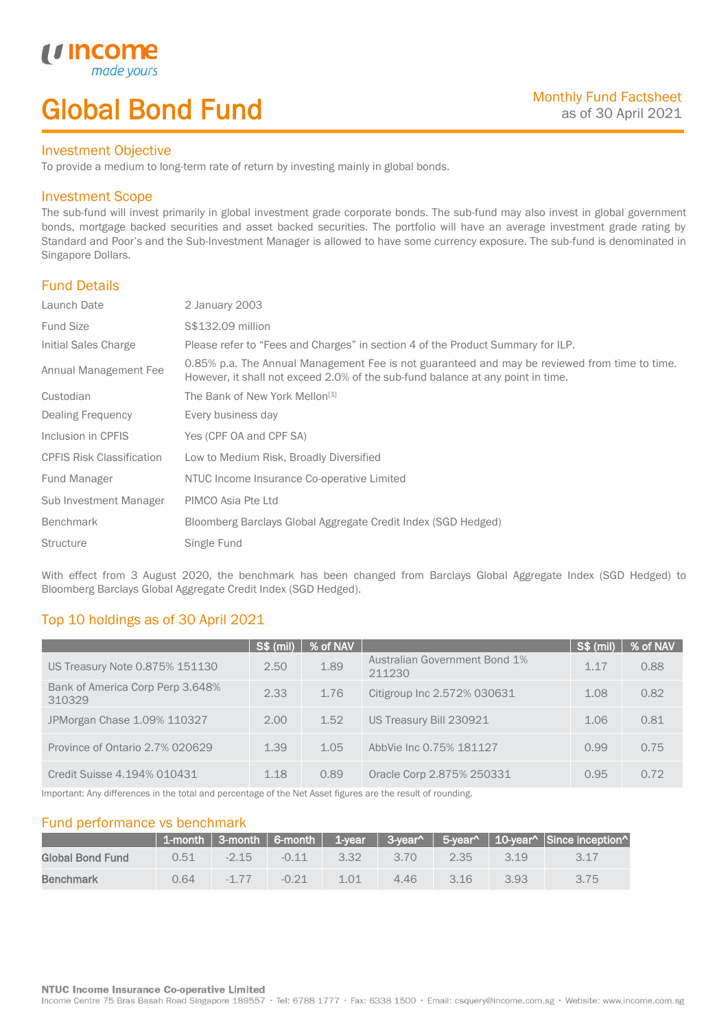# Global Bond Fund

Monthly Fund Factsheet
as of 30 April 2021

## Investment Objective

To provide a medium to long-term rate of return by investing mainly in global bonds.

## Investment Scope

The sub-fund will invest primarily in global investment grade corporate bonds. The sub-fund may also invest in global government bonds, mortgage backed securities and asset backed securities. The portfolio will have an average investment grade rating by Standard and Poor's and the Sub-Investment Manager is allowed to have some currency exposure. The sub-fund is denominated in Singapore Dollars.

## Fund Details

| | |
|---|---|
| Launch Date | 2 January 2003 |
| Fund Size | S$132.09 million |
| Initial Sales Charge | Please refer to "Fees and Charges" in section 4 of the Product Summary for ILP. |
| Annual Management Fee | 0.85% p.a. The Annual Management Fee is not guaranteed and may be reviewed from time to time. However, it shall not exceed 2.0% of the sub-fund balance at any point in time. |
| Custodian | The Bank of New York Mellon[1] |
| Dealing Frequency | Every business day |
| Inclusion in CPFIS | Yes (CPF OA and CPF SA) |
| CPFIS Risk Classification | Low to Medium Risk, Broadly Diversified |
| Fund Manager | NTUC Income Insurance Co-operative Limited |
| Sub Investment Manager | PIMCO Asia Pte Ltd |
| Benchmark | Bloomberg Barclays Global Aggregate Credit Index (SGD Hedged) |
| Structure | Single Fund |

With effect from 3 August 2020, the benchmark has been changed from Barclays Global Aggregate Index (SGD Hedged) to Bloomberg Barclays Global Aggregate Credit Index (SGD Hedged).

## Top 10 holdings as of 30 April 2021

| | S$ (mil) | % of NAV | | S$ (mil) | % of NAV |
|---|---|---|---|---|---|
| US Treasury Note 0.875% 151130 | 2.50 | 1.89 | Australian Government Bond 1% 211230 | 1.17 | 0.88 |
| Bank of America Corp Perp 3.648% 310329 | 2.33 | 1.76 | Citigroup Inc 2.572% 030631 | 1.08 | 0.82 |
| JPMorgan Chase 1.09% 110327 | 2.00 | 1.52 | US Treasury Bill 230921 | 1.06 | 0.81 |
| Province of Ontario 2.7% 020629 | 1.39 | 1.05 | AbbVie Inc 0.75% 181127 | 0.99 | 0.75 |
| Credit Suisse 4.194% 010431 | 1.18 | 0.89 | Oracle Corp 2.875% 250331 | 0.95 | 0.72 |

Important: Any differences in the total and percentage of the Net Asset figures are the result of rounding.

## Fund performance vs benchmark

| | 1-month | 3-month | 6-month | 1-year | 3-year^ | 5-year^ | 10-year^ | Since inception^ |
|---|---|---|---|---|---|---|---|---|
| **Global Bond Fund** | 0.51 | -2.15 | -0.11 | 3.32 | 3.70 | 2.35 | 3.19 | 3.17 |
| **Benchmark** | 0.64 | -1.77 | -0.21 | 1.01 | 4.46 | 3.16 | 3.93 | 3.75 |

**NTUC Income Insurance Co-operative Limited**
Income Centre 75 Bras Basah Road Singapore 189557 • Tel: 6788 1777 • Fax: 6338 1500 • Email: csquery@income.com.sg • Website: www.income.com.sg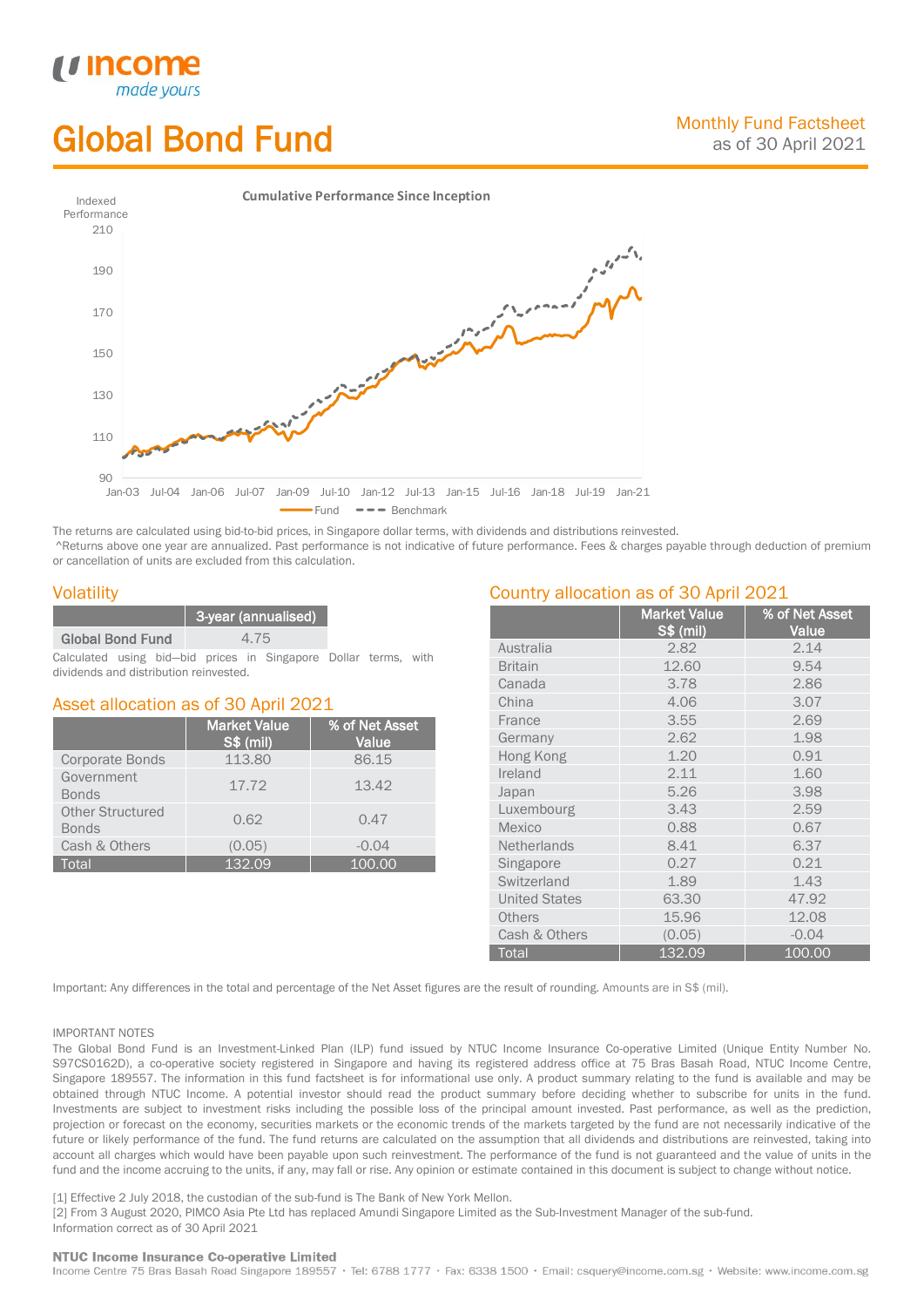income
made yours

# Global Bond Fund

Monthly Fund Factsheet
as of 30 April 2021

Cumulative Performance Since Inception

Indexed Performance

210
190
170
150
130
110
90

Jan-03 Jul-04 Jan-06 Jul-07 Jan-09 Jul-10 Jan-12 Jul-13 Jan-15 Jul-16 Jan-18 Jul-19 Jan-21

Fund Benchmark

The returns are calculated using bid-to-bid prices, in Singapore dollar terms, with dividends and distributions reinvested.
^Returns above one year are annualized. Past performance is not indicative of future performance. Fees & charges payable through deduction of premium or cancellation of units are excluded from this calculation.

## Volatility

| | 3-year (annualised) |
|---|---|
| Global Bond Fund | 4.75 |

Calculated using bid–bid prices in Singapore Dollar terms, with dividends and distribution reinvested.

## Asset allocation as of 30 April 2021

| | Market Value S$ (mil) | % of Net Asset Value |
|---|---|---|
| Corporate Bonds | 113.80 | 86.15 |
| Government Bonds | 17.72 | 13.42 |
| Other Structured Bonds | 0.62 | 0.47 |
| Cash & Others | (0.05) | -0.04 |
| Total | 132.09 | 100.00 |

## Country allocation as of 30 April 2021

| | Market Value S$ (mil) | % of Net Asset Value |
|---|---|---|
| Australia | 2.82 | 2.14 |
| Britain | 12.60 | 9.54 |
| Canada | 3.78 | 2.86 |
| China | 4.06 | 3.07 |
| France | 3.55 | 2.69 |
| Germany | 2.62 | 1.98 |
| Hong Kong | 1.20 | 0.91 |
| Ireland | 2.11 | 1.60 |
| Japan | 5.26 | 3.98 |
| Luxembourg | 3.43 | 2.59 |
| Mexico | 0.88 | 0.67 |
| Netherlands | 8.41 | 6.37 |
| Singapore | 0.27 | 0.21 |
| Switzerland | 1.89 | 1.43 |
| United States | 63.30 | 47.92 |
| Others | 15.96 | 12.08 |
| Cash & Others | (0.05) | -0.04 |
| Total | 132.09 | 100.00 |

Important: Any differences in the total and percentage of the Net Asset figures are the result of rounding. Amounts are in S$ (mil).

IMPORTANT NOTES
The Global Bond Fund is an Investment-Linked Plan (ILP) fund issued by NTUC Income Insurance Co-operative Limited (Unique Entity Number No. S97CS0162D), a co-operative society registered in Singapore and having its registered address office at 75 Bras Basah Road, NTUC Income Centre, Singapore 189557. The information in this fund factsheet is for informational use only. A product summary relating to the fund is available and may be obtained through NTUC Income. A potential investor should read the product summary before deciding whether to subscribe for units in the fund. Investments are subject to investment risks including the possible loss of the principal amount invested. Past performance, as well as the prediction, projection or forecast on the economy, securities markets or the economic trends of the markets targeted by the fund are not necessarily indicative of the future or likely performance of the fund. The fund returns are calculated on the assumption that all dividends and distributions are reinvested, taking into account all charges which would have been payable upon such reinvestment. The performance of the fund is not guaranteed and the value of units in the fund and the income accruing to the units, if any, may fall or rise. Any opinion or estimate contained in this document is subject to change without notice.

[1] Effective 2 July 2018, the custodian of the sub-fund is The Bank of New York Mellon.
[2] From 3 August 2020, PIMCO Asia Pte Ltd has replaced Amundi Singapore Limited as the Sub-Investment Manager of the sub-fund.
Information correct as of 30 April 2021

**NTUC Income Insurance Co-operative Limited**
Income Centre 75 Bras Basah Road Singapore 189557 • Tel: 6788 1777 • Fax: 6338 1500 • Email: csquery@income.com.sg • Website: www.income.com.sg